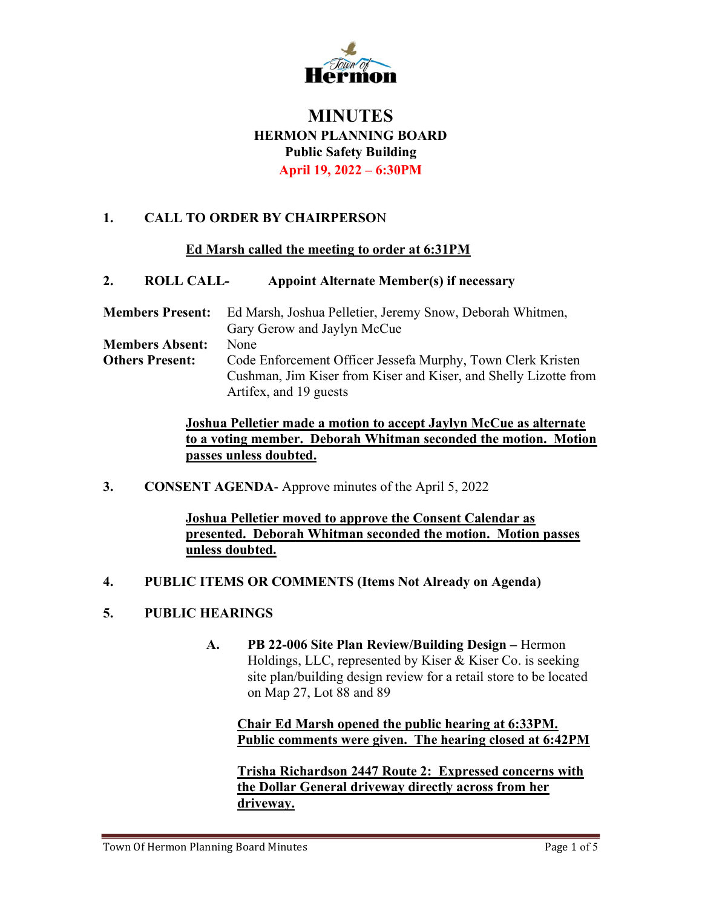# MINUTES

## HERMON PLANNING BOARD

### Public Safety Building

### April 19, 2022 – 6:30PM

**1. CALL TO ORDER BY CHAIRPERSON**

**Ed Marsh called the meeting to order at 6:31PM**

**2. ROLL CALL- Appoint Alternate Member(s) if necessary**

**Members Present:** Ed Marsh, Joshua Pelletier, Jeremy Snow, Deborah Whitmen, Gary Gerow and Jaylyn McCue

**Members Absent:** None

**Others Present:** Code Enforcement Officer Jessefa Murphy, Town Clerk Kristen Cushman, Jim Kiser from Kiser and Kiser, and Shelly Lizotte from Artifex, and 19 guests

**Joshua Pelletier made a motion to accept Jaylyn McCue as alternate to a voting member. Deborah Whitman seconded the motion. Motion passes unless doubted.**

**3. CONSENT AGENDA**- Approve minutes of the April 5, 2022

**Joshua Pelletier moved to approve the Consent Calendar as presented. Deborah Whitman seconded the motion. Motion passes unless doubted.**

**4. PUBLIC ITEMS OR COMMENTS (Items Not Already on Agenda)**

**5. PUBLIC HEARINGS**

**A. PB 22-006 Site Plan Review/Building Design –** Hermon Holdings, LLC, represented by Kiser & Kiser Co. is seeking site plan/building design review for a retail store to be located on Map 27, Lot 88 and 89

**Chair Ed Marsh opened the public hearing at 6:33PM. Public comments were given. The hearing closed at 6:42PM**

**Trisha Richardson 2447 Route 2: Expressed concerns with the Dollar General driveway directly across from her driveway.**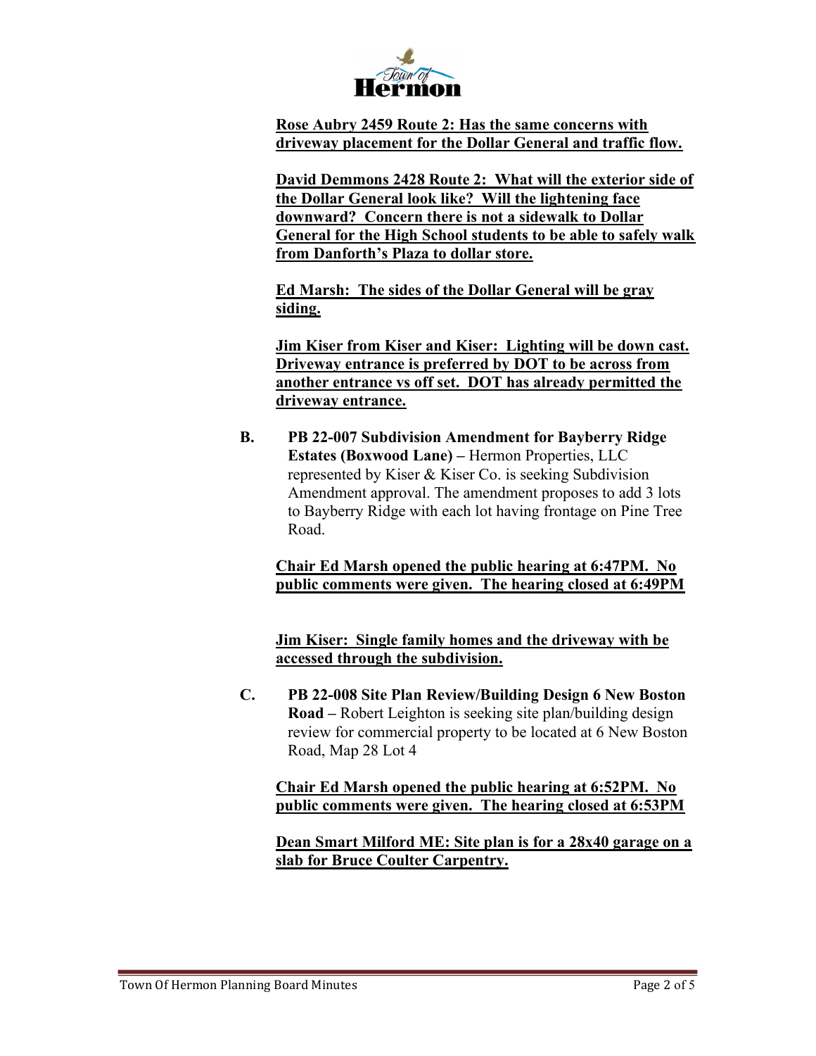**Rose Aubry 2459 Route 2: Has the same concerns with driveway placement for the Dollar General and traffic flow.**

**David Demmons 2428 Route 2: What will the exterior side of the Dollar General look like? Will the lightening face downward? Concern there is not a sidewalk to Dollar General for the High School students to be able to safely walk from Danforth's Plaza to dollar store.**

**Ed Marsh: The sides of the Dollar General will be gray siding.**

**Jim Kiser from Kiser and Kiser: Lighting will be down cast. Driveway entrance is preferred by DOT to be across from another entrance vs off set. DOT has already permitted the driveway entrance.**

**B.** **PB 22-007 Subdivision Amendment for Bayberry Ridge Estates (Boxwood Lane) –** Hermon Properties, LLC represented by Kiser & Kiser Co. is seeking Subdivision Amendment approval. The amendment proposes to add 3 lots to Bayberry Ridge with each lot having frontage on Pine Tree Road.

**Chair Ed Marsh opened the public hearing at 6:47PM. No public comments were given. The hearing closed at 6:49PM**

**Jim Kiser: Single family homes and the driveway with be accessed through the subdivision.**

**C.** **PB 22-008 Site Plan Review/Building Design 6 New Boston Road –** Robert Leighton is seeking site plan/building design review for commercial property to be located at 6 New Boston Road, Map 28 Lot 4

**Chair Ed Marsh opened the public hearing at 6:52PM. No public comments were given. The hearing closed at 6:53PM**

**Dean Smart Milford ME: Site plan is for a 28x40 garage on a slab for Bruce Coulter Carpentry.**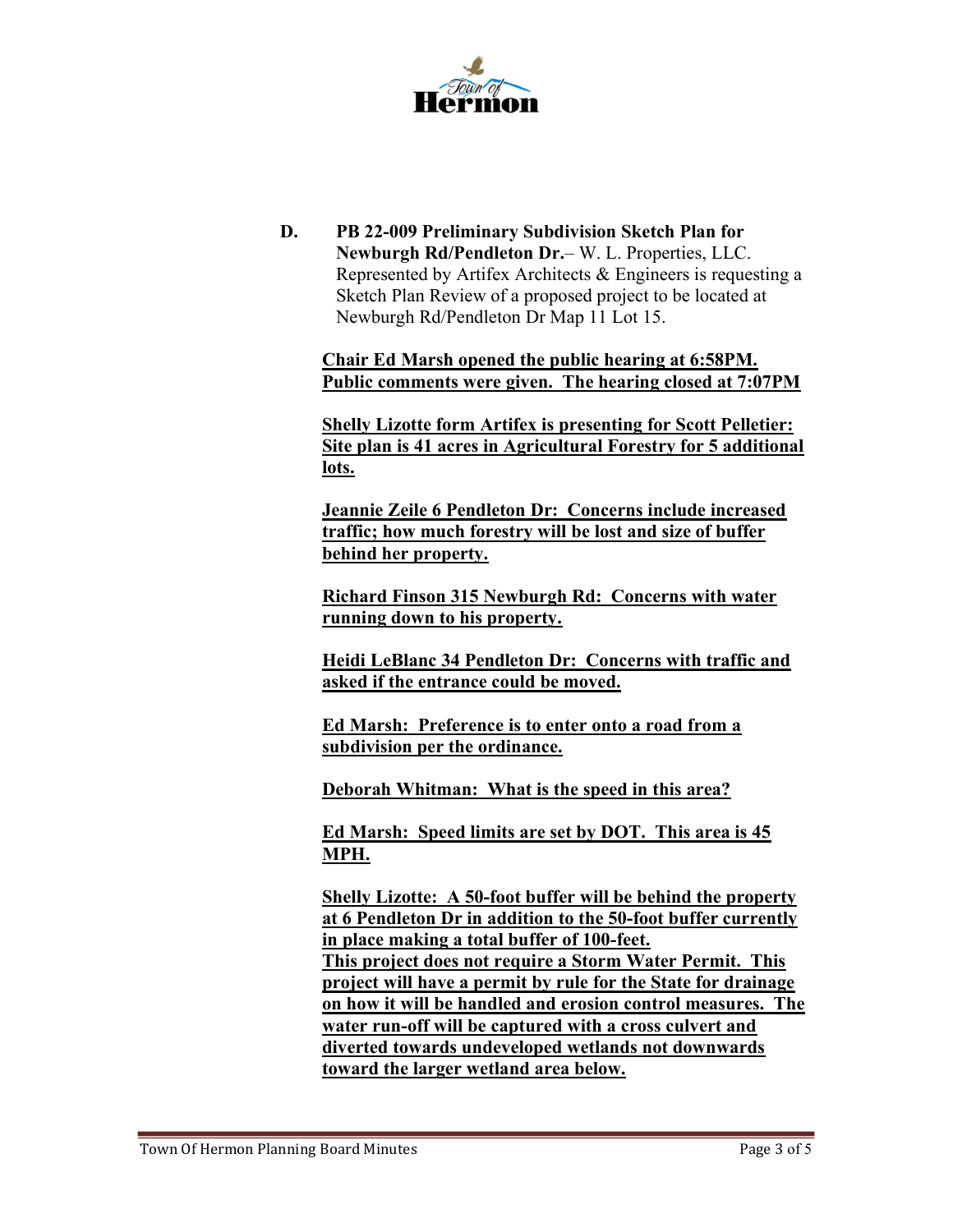**D. PB 22-009 Preliminary Subdivision Sketch Plan for Newburgh Rd/Pendleton Dr.**– W. L. Properties, LLC. Represented by Artifex Architects & Engineers is requesting a Sketch Plan Review of a proposed project to be located at Newburgh Rd/Pendleton Dr Map 11 Lot 15.

**Chair Ed Marsh opened the public hearing at 6:58PM. Public comments were given. The hearing closed at 7:07PM**

**Shelly Lizotte form Artifex is presenting for Scott Pelletier: Site plan is 41 acres in Agricultural Forestry for 5 additional lots.**

**Jeannie Zeile 6 Pendleton Dr: Concerns include increased traffic; how much forestry will be lost and size of buffer behind her property.**

**Richard Finson 315 Newburgh Rd: Concerns with water running down to his property.**

**Heidi LeBlanc 34 Pendleton Dr: Concerns with traffic and asked if the entrance could be moved.**

**Ed Marsh: Preference is to enter onto a road from a subdivision per the ordinance.**

**Deborah Whitman: What is the speed in this area?**

**Ed Marsh: Speed limits are set by DOT. This area is 45 MPH.**

**Shelly Lizotte: A 50-foot buffer will be behind the property at 6 Pendleton Dr in addition to the 50-foot buffer currently in place making a total buffer of 100-feet.**
**This project does not require a Storm Water Permit. This project will have a permit by rule for the State for drainage on how it will be handled and erosion control measures. The water run-off will be captured with a cross culvert and diverted towards undeveloped wetlands not downwards toward the larger wetland area below.**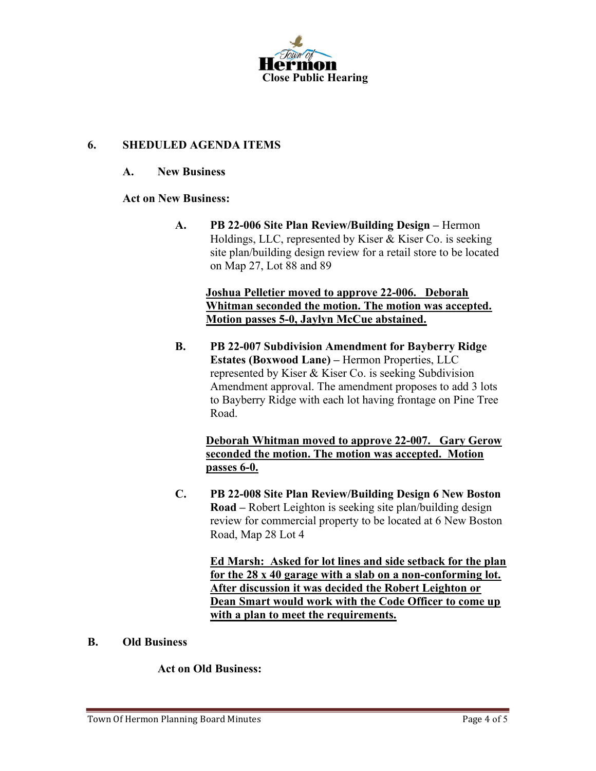Town of Hermon

**Close Public Hearing**

## 6. SHEDULED AGENDA ITEMS

### A. New Business

**Act on New Business:**

**A. PB 22-006 Site Plan Review/Building Design –** Hermon Holdings, LLC, represented by Kiser & Kiser Co. is seeking site plan/building design review for a retail store to be located on Map 27, Lot 88 and 89

<u>**Joshua Pelletier moved to approve 22-006. Deborah Whitman seconded the motion. The motion was accepted. Motion passes 5-0, Jaylyn McCue abstained.**</u>

**B. PB 22-007 Subdivision Amendment for Bayberry Ridge Estates (Boxwood Lane) –** Hermon Properties, LLC represented by Kiser & Kiser Co. is seeking Subdivision Amendment approval. The amendment proposes to add 3 lots to Bayberry Ridge with each lot having frontage on Pine Tree Road.

<u>**Deborah Whitman moved to approve 22-007. Gary Gerow seconded the motion. The motion was accepted. Motion passes 6-0.**</u>

**C. PB 22-008 Site Plan Review/Building Design 6 New Boston Road –** Robert Leighton is seeking site plan/building design review for commercial property to be located at 6 New Boston Road, Map 28 Lot 4

<u>**Ed Marsh: Asked for lot lines and side setback for the plan for the 28 x 40 garage with a slab on a non-conforming lot. After discussion it was decided the Robert Leighton or Dean Smart would work with the Code Officer to come up with a plan to meet the requirements.**</u>

### B. Old Business

**Act on Old Business:**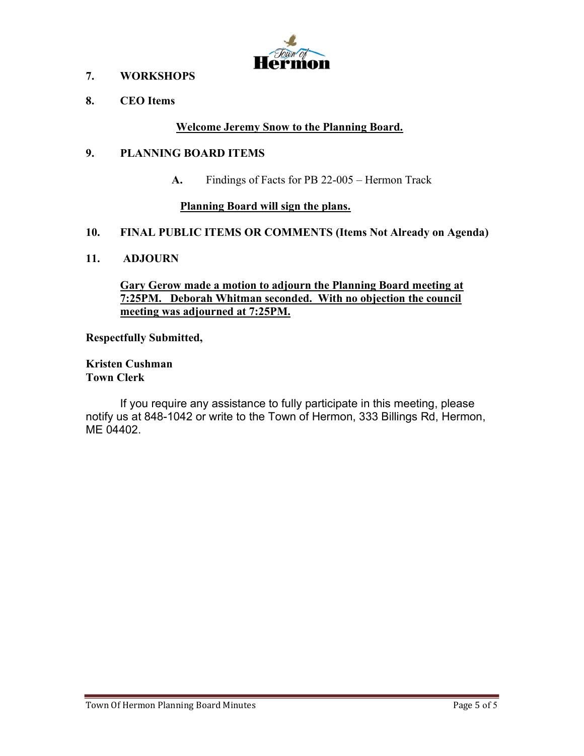## 7. WORKSHOPS

## 8. CEO Items

**Welcome Jeremy Snow to the Planning Board.**

## 9. PLANNING BOARD ITEMS

**A.** Findings of Facts for PB 22-005 – Hermon Track

**Planning Board will sign the plans.**

## 10. FINAL PUBLIC ITEMS OR COMMENTS (Items Not Already on Agenda)

## 11. ADJOURN

**Gary Gerow made a motion to adjourn the Planning Board meeting at 7:25PM. Deborah Whitman seconded. With no objection the council meeting was adjourned at 7:25PM.**

**Respectfully Submitted,**

**Kristen Cushman**
**Town Clerk**

If you require any assistance to fully participate in this meeting, please notify us at 848-1042 or write to the Town of Hermon, 333 Billings Rd, Hermon, ME 04402.